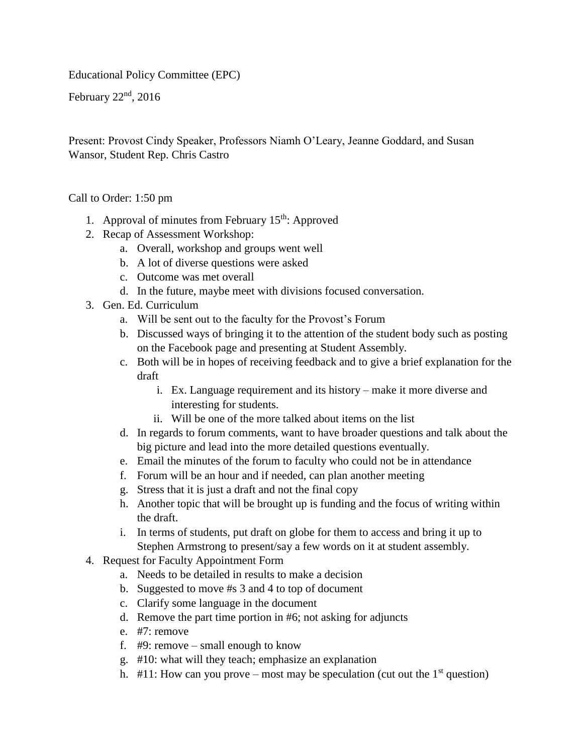Educational Policy Committee (EPC)

February 22nd, 2016

Present: Provost Cindy Speaker, Professors Niamh O'Leary, Jeanne Goddard, and Susan Wansor, Student Rep. Chris Castro

Call to Order: 1:50 pm

1. Approval of minutes from February 15th: Approved
2. Recap of Assessment Workshop:
   a. Overall, workshop and groups went well
   b. A lot of diverse questions were asked
   c. Outcome was met overall
   d. In the future, maybe meet with divisions focused conversation.
3. Gen. Ed. Curriculum
   a. Will be sent out to the faculty for the Provost's Forum
   b. Discussed ways of bringing it to the attention of the student body such as posting on the Facebook page and presenting at Student Assembly.
   c. Both will be in hopes of receiving feedback and to give a brief explanation for the draft
      i. Ex. Language requirement and its history – make it more diverse and interesting for students.
      ii. Will be one of the more talked about items on the list
   d. In regards to forum comments, want to have broader questions and talk about the big picture and lead into the more detailed questions eventually.
   e. Email the minutes of the forum to faculty who could not be in attendance
   f. Forum will be an hour and if needed, can plan another meeting
   g. Stress that it is just a draft and not the final copy
   h. Another topic that will be brought up is funding and the focus of writing within the draft.
   i. In terms of students, put draft on globe for them to access and bring it up to Stephen Armstrong to present/say a few words on it at student assembly.
4. Request for Faculty Appointment Form
   a. Needs to be detailed in results to make a decision
   b. Suggested to move #s 3 and 4 to top of document
   c. Clarify some language in the document
   d. Remove the part time portion in #6; not asking for adjuncts
   e. #7: remove
   f. #9: remove – small enough to know
   g. #10: what will they teach; emphasize an explanation
   h. #11: How can you prove – most may be speculation (cut out the 1st question)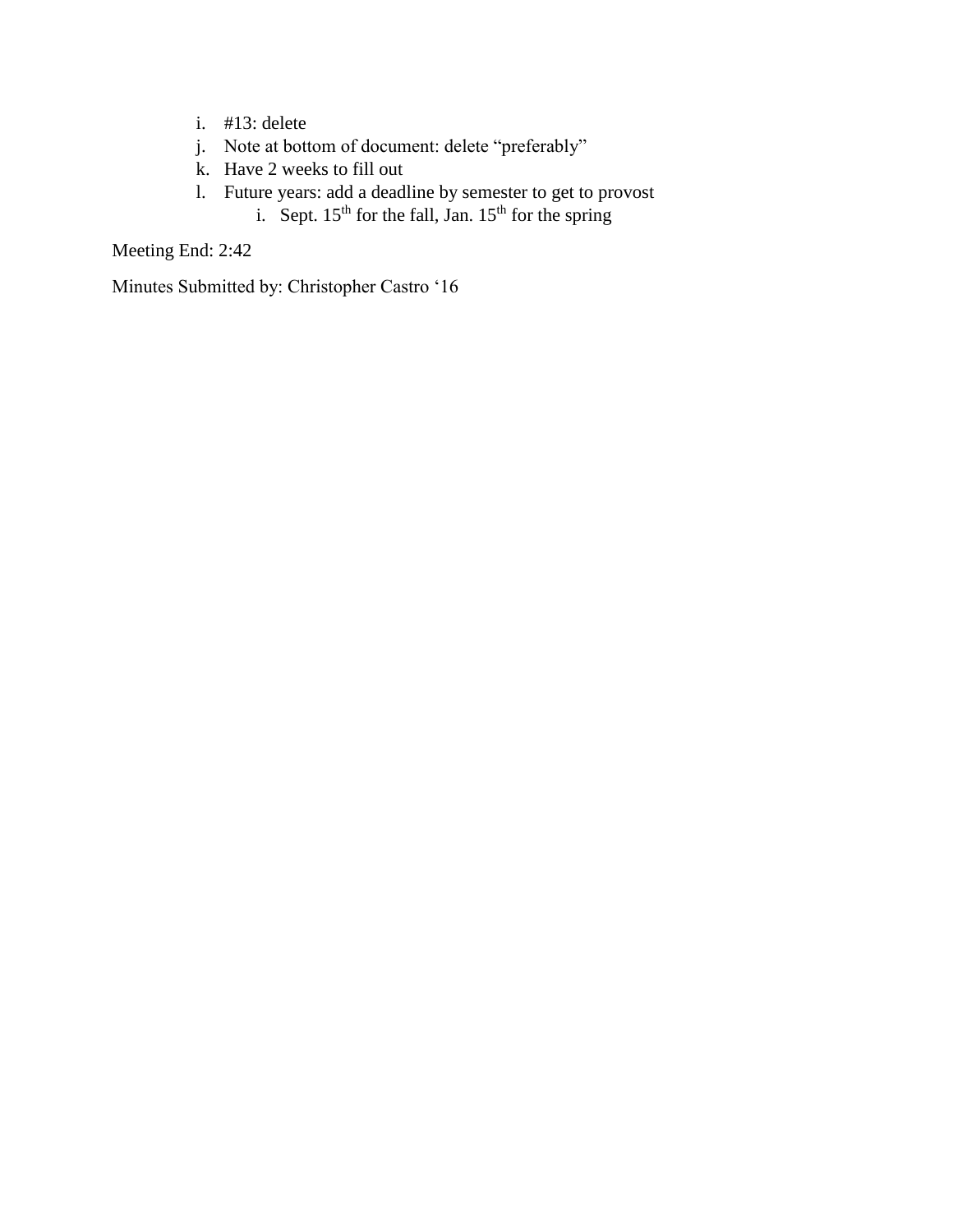i. #13: delete
j. Note at bottom of document: delete "preferably"
k. Have 2 weeks to fill out
l. Future years: add a deadline by semester to get to provost
    i. Sept. 15th for the fall, Jan. 15th for the spring

Meeting End: 2:42

Minutes Submitted by: Christopher Castro '16